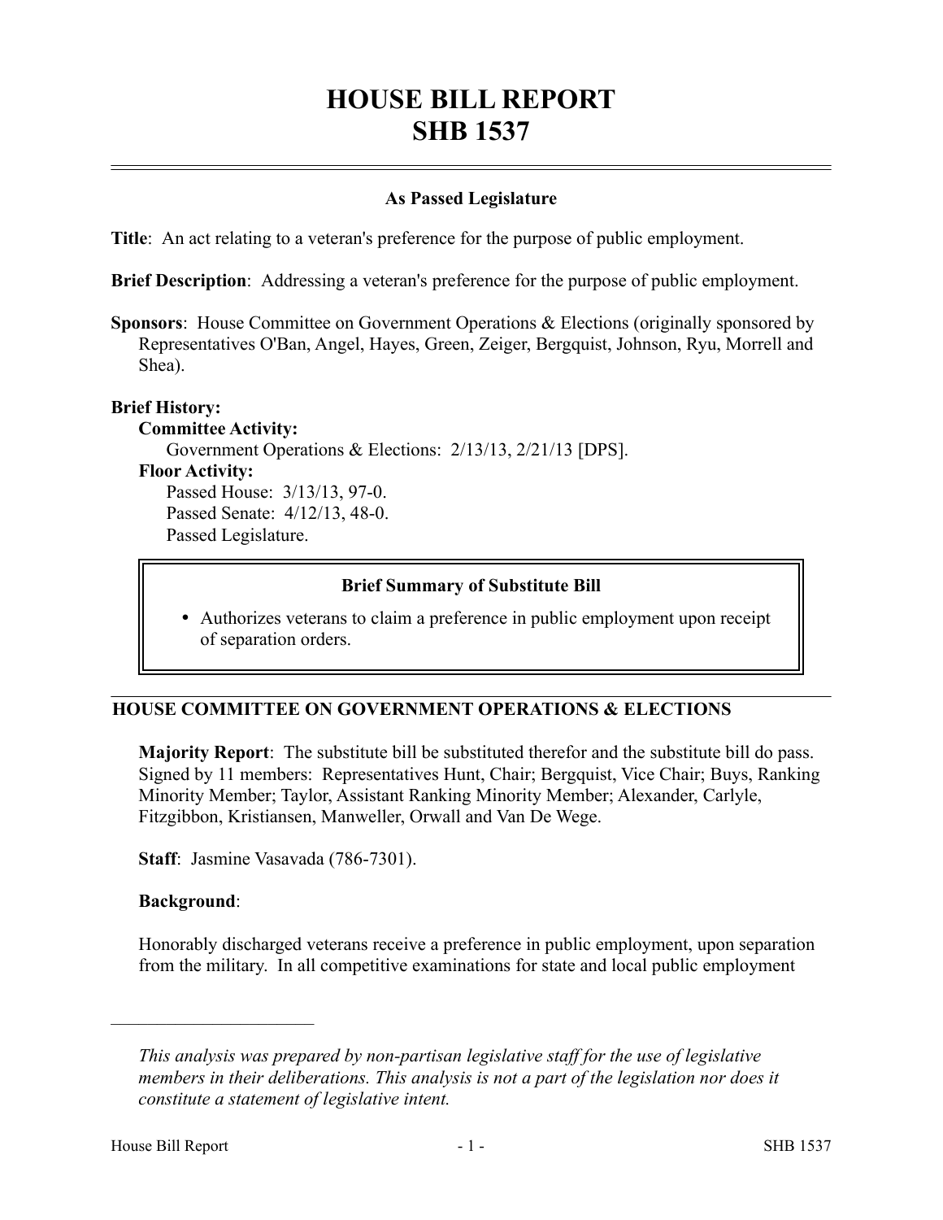# HOUSE BILL REPORT
# SHB 1537

### As Passed Legislature

**Title**: An act relating to a veteran's preference for the purpose of public employment.

**Brief Description**: Addressing a veteran's preference for the purpose of public employment.

**Sponsors**: House Committee on Government Operations & Elections (originally sponsored by Representatives O'Ban, Angel, Hayes, Green, Zeiger, Bergquist, Johnson, Ryu, Morrell and Shea).

**Brief History:**

**Committee Activity:**

Government Operations & Elections: 2/13/13, 2/21/13 [DPS].

**Floor Activity:**

Passed House: 3/13/13, 97-0.

Passed Senate: 4/12/13, 48-0.

Passed Legislature.

> **Brief Summary of Substitute Bill**
>
> - Authorizes veterans to claim a preference in public employment upon receipt of separation orders.

## HOUSE COMMITTEE ON GOVERNMENT OPERATIONS & ELECTIONS

**Majority Report**: The substitute bill be substituted therefor and the substitute bill do pass. Signed by 11 members: Representatives Hunt, Chair; Bergquist, Vice Chair; Buys, Ranking Minority Member; Taylor, Assistant Ranking Minority Member; Alexander, Carlyle, Fitzgibbon, Kristiansen, Manweller, Orwall and Van De Wege.

**Staff**: Jasmine Vasavada (786-7301).

**Background**:

Honorably discharged veterans receive a preference in public employment, upon separation from the military. In all competitive examinations for state and local public employment

---

*This analysis was prepared by non-partisan legislative staff for the use of legislative members in their deliberations. This analysis is not a part of the legislation nor does it constitute a statement of legislative intent.*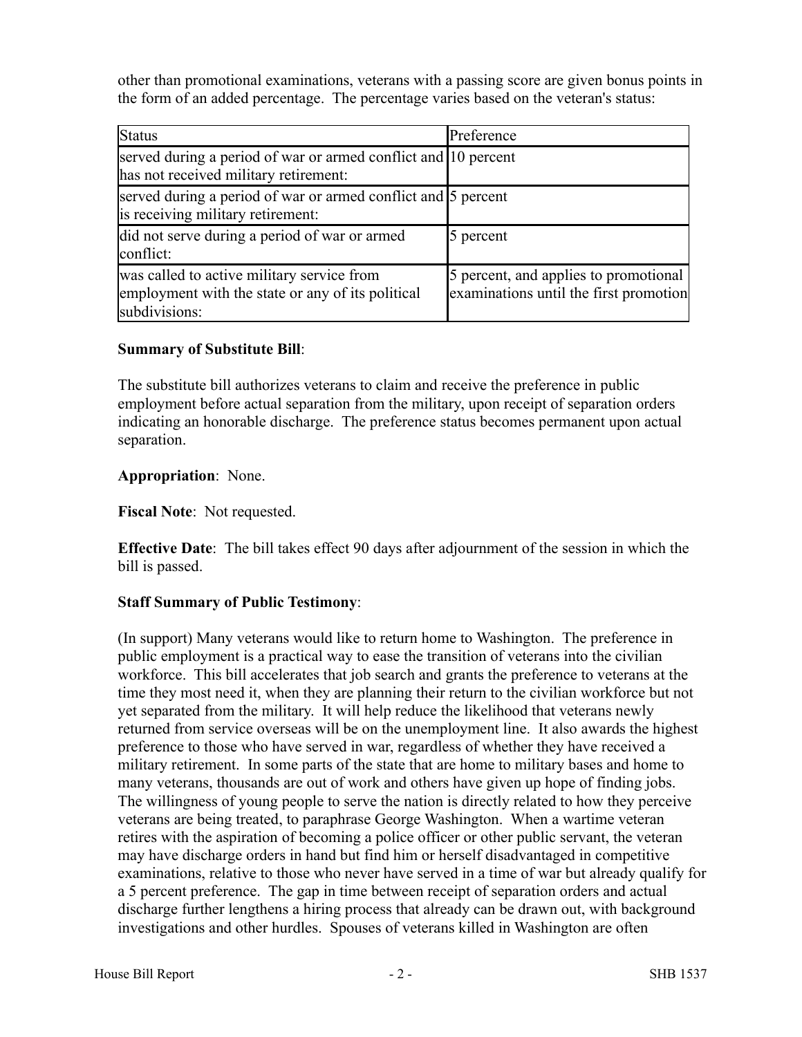other than promotional examinations, veterans with a passing score are given bonus points in the form of an added percentage. The percentage varies based on the veteran's status:

| Status | Preference |
| --- | --- |
| served during a period of war or armed conflict and has not received military retirement: | 10 percent |
| served during a period of war or armed conflict and is receiving military retirement: | 5 percent |
| did not serve during a period of war or armed conflict: | 5 percent |
| was called to active military service from employment with the state or any of its political subdivisions: | 5 percent, and applies to promotional examinations until the first promotion |

**Summary of Substitute Bill**:

The substitute bill authorizes veterans to claim and receive the preference in public employment before actual separation from the military, upon receipt of separation orders indicating an honorable discharge. The preference status becomes permanent upon actual separation.

**Appropriation**: None.

**Fiscal Note**: Not requested.

**Effective Date**: The bill takes effect 90 days after adjournment of the session in which the bill is passed.

**Staff Summary of Public Testimony**:

(In support) Many veterans would like to return home to Washington. The preference in public employment is a practical way to ease the transition of veterans into the civilian workforce. This bill accelerates that job search and grants the preference to veterans at the time they most need it, when they are planning their return to the civilian workforce but not yet separated from the military. It will help reduce the likelihood that veterans newly returned from service overseas will be on the unemployment line. It also awards the highest preference to those who have served in war, regardless of whether they have received a military retirement. In some parts of the state that are home to military bases and home to many veterans, thousands are out of work and others have given up hope of finding jobs. The willingness of young people to serve the nation is directly related to how they perceive veterans are being treated, to paraphrase George Washington. When a wartime veteran retires with the aspiration of becoming a police officer or other public servant, the veteran may have discharge orders in hand but find him or herself disadvantaged in competitive examinations, relative to those who never have served in a time of war but already qualify for a 5 percent preference. The gap in time between receipt of separation orders and actual discharge further lengthens a hiring process that already can be drawn out, with background investigations and other hurdles. Spouses of veterans killed in Washington are often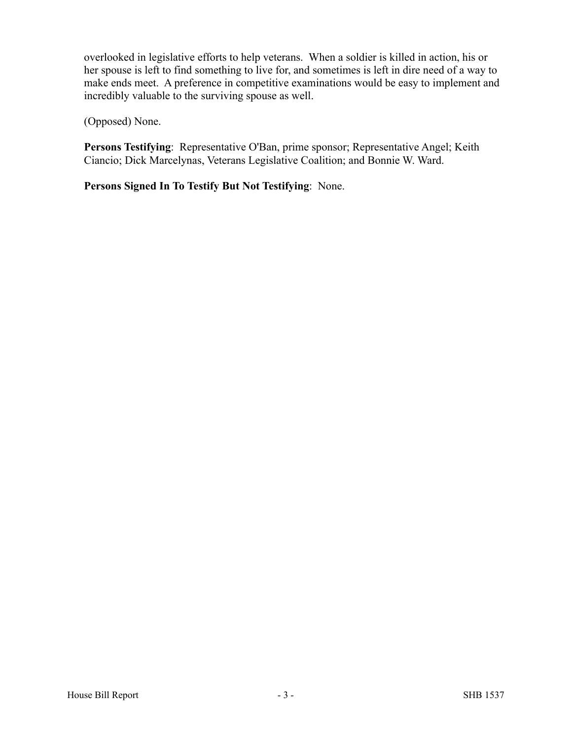overlooked in legislative efforts to help veterans. When a soldier is killed in action, his or her spouse is left to find something to live for, and sometimes is left in dire need of a way to make ends meet. A preference in competitive examinations would be easy to implement and incredibly valuable to the surviving spouse as well.

(Opposed) None.

**Persons Testifying**: Representative O'Ban, prime sponsor; Representative Angel; Keith Ciancio; Dick Marcelynas, Veterans Legislative Coalition; and Bonnie W. Ward.

**Persons Signed In To Testify But Not Testifying**: None.